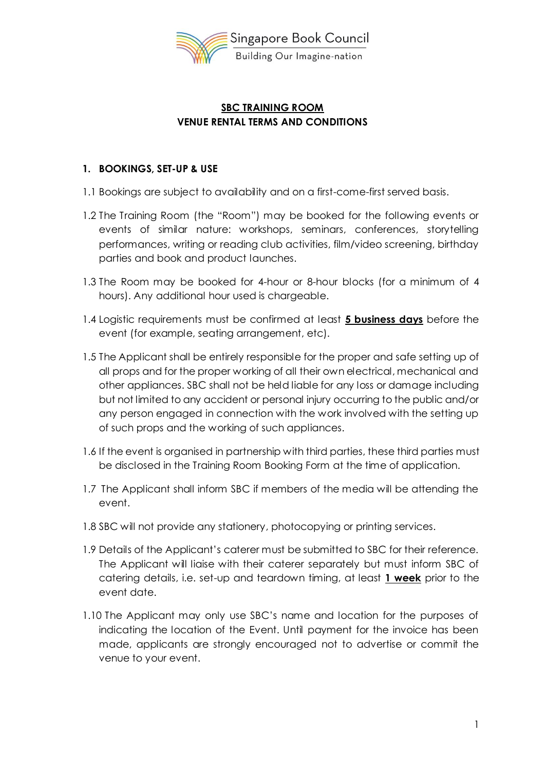Singapore Book Council

Building Our Imagine-nation

# SBC TRAINING ROOM
# VENUE RENTAL TERMS AND CONDITIONS

## 1. BOOKINGS, SET-UP & USE

1.1 Bookings are subject to availability and on a first-come-first served basis.

1.2 The Training Room (the "Room") may be booked for the following events or events of similar nature: workshops, seminars, conferences, storytelling performances, writing or reading club activities, film/video screening, birthday parties and book and product launches.

1.3 The Room may be booked for 4-hour or 8-hour blocks (for a minimum of 4 hours). Any additional hour used is chargeable.

1.4 Logistic requirements must be confirmed at least **5 business days** before the event (for example, seating arrangement, etc).

1.5 The Applicant shall be entirely responsible for the proper and safe setting up of all props and for the proper working of all their own electrical, mechanical and other appliances. SBC shall not be held liable for any loss or damage including but not limited to any accident or personal injury occurring to the public and/or any person engaged in connection with the work involved with the setting up of such props and the working of such appliances.

1.6 If the event is organised in partnership with third parties, these third parties must be disclosed in the Training Room Booking Form at the time of application.

1.7 The Applicant shall inform SBC if members of the media will be attending the event.

1.8 SBC will not provide any stationery, photocopying or printing services.

1.9 Details of the Applicant's caterer must be submitted to SBC for their reference. The Applicant will liaise with their caterer separately but must inform SBC of catering details, i.e. set-up and teardown timing, at least **1 week** prior to the event date.

1.10 The Applicant may only use SBC's name and location for the purposes of indicating the location of the Event. Until payment for the invoice has been made, applicants are strongly encouraged not to advertise or commit the venue to your event.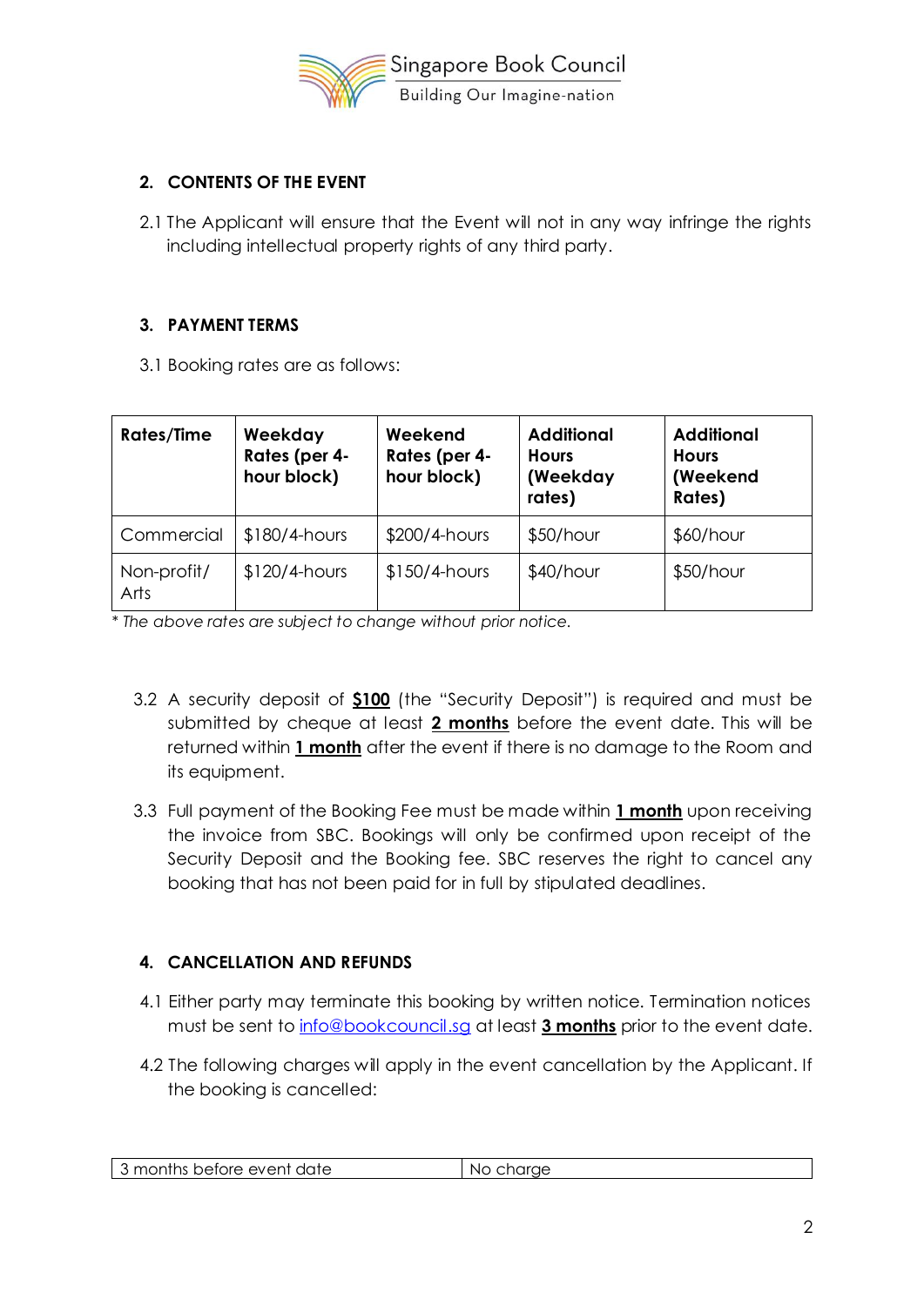## 2. CONTENTS OF THE EVENT

2.1 The Applicant will ensure that the Event will not in any way infringe the rights including intellectual property rights of any third party.

## 3. PAYMENT TERMS

3.1 Booking rates are as follows:

| Rates/Time | Weekday Rates (per 4-hour block) | Weekend Rates (per 4-hour block) | Additional Hours (Weekday rates) | Additional Hours (Weekend Rates) |
|---|---|---|---|---|
| Commercial | $180/4-hours | $200/4-hours | $50/hour | $60/hour |
| Non-profit/ Arts | $120/4-hours | $150/4-hours | $40/hour | $50/hour |

*\* The above rates are subject to change without prior notice.*

3.2 A security deposit of **$100** (the "Security Deposit") is required and must be submitted by cheque at least **2 months** before the event date. This will be returned within **1 month** after the event if there is no damage to the Room and its equipment.

3.3 Full payment of the Booking Fee must be made within **1 month** upon receiving the invoice from SBC. Bookings will only be confirmed upon receipt of the Security Deposit and the Booking fee. SBC reserves the right to cancel any booking that has not been paid for in full by stipulated deadlines.

## 4. CANCELLATION AND REFUNDS

4.1 Either party may terminate this booking by written notice. Termination notices must be sent to info@bookcouncil.sg at least **3 months** prior to the event date.

4.2 The following charges will apply in the event cancellation by the Applicant. If the booking is cancelled:

| | |
|---|---|
| 3 months before event date | No charge |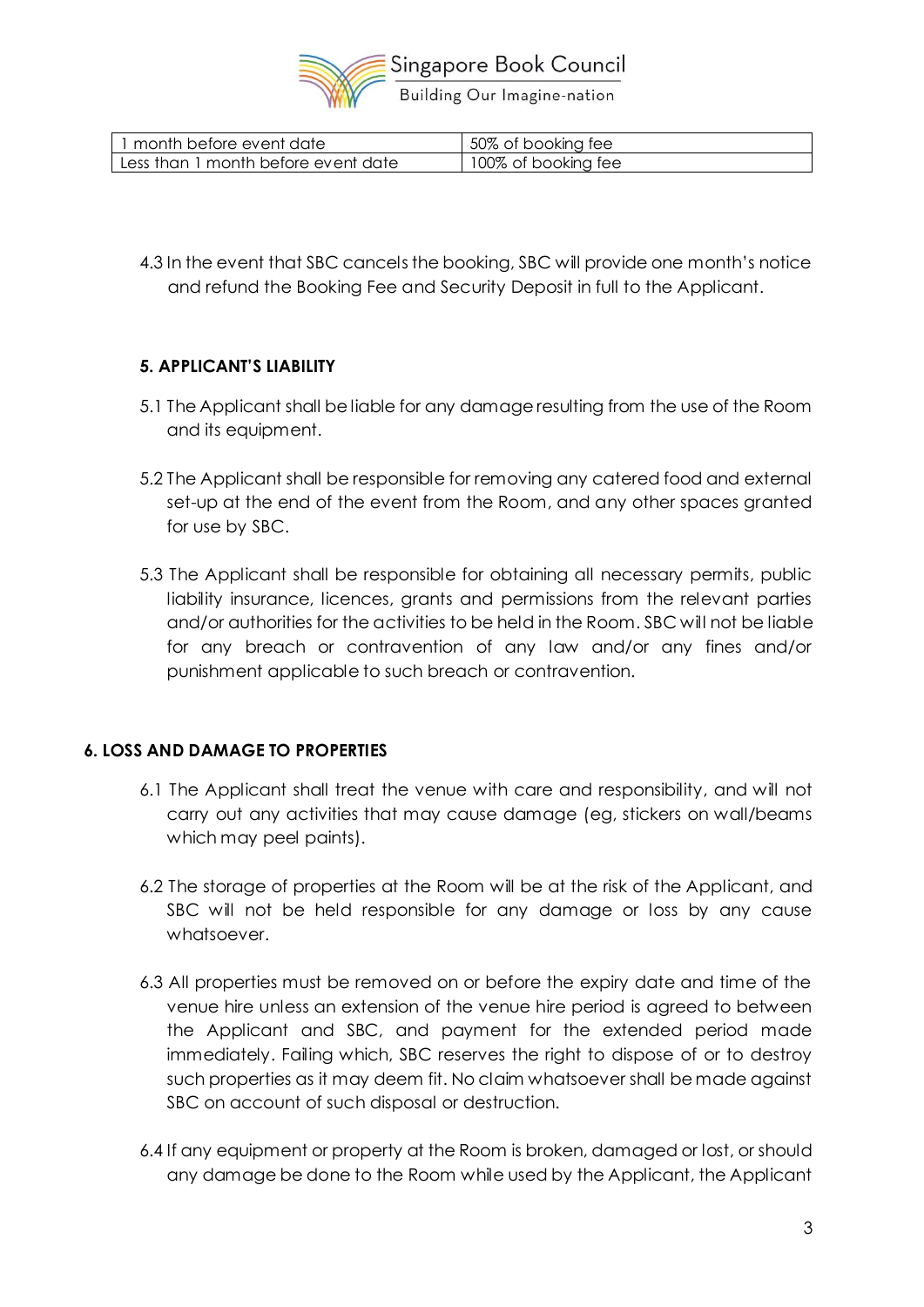| 1 month before event date | 50% of booking fee |
| --- | --- |
| Less than 1 month before event date | 100% of booking fee |

4.3 In the event that SBC cancels the booking, SBC will provide one month's notice and refund the Booking Fee and Security Deposit in full to the Applicant.

**5. APPLICANT'S LIABILITY**

5.1 The Applicant shall be liable for any damage resulting from the use of the Room and its equipment.

5.2 The Applicant shall be responsible for removing any catered food and external set-up at the end of the event from the Room, and any other spaces granted for use by SBC.

5.3 The Applicant shall be responsible for obtaining all necessary permits, public liability insurance, licences, grants and permissions from the relevant parties and/or authorities for the activities to be held in the Room. SBC will not be liable for any breach or contravention of any law and/or any fines and/or punishment applicable to such breach or contravention.

**6. LOSS AND DAMAGE TO PROPERTIES**

6.1 The Applicant shall treat the venue with care and responsibility, and will not carry out any activities that may cause damage (eg, stickers on wall/beams which may peel paints).

6.2 The storage of properties at the Room will be at the risk of the Applicant, and SBC will not be held responsible for any damage or loss by any cause whatsoever.

6.3 All properties must be removed on or before the expiry date and time of the venue hire unless an extension of the venue hire period is agreed to between the Applicant and SBC, and payment for the extended period made immediately. Failing which, SBC reserves the right to dispose of or to destroy such properties as it may deem fit. No claim whatsoever shall be made against SBC on account of such disposal or destruction.

6.4 If any equipment or property at the Room is broken, damaged or lost, or should any damage be done to the Room while used by the Applicant, the Applicant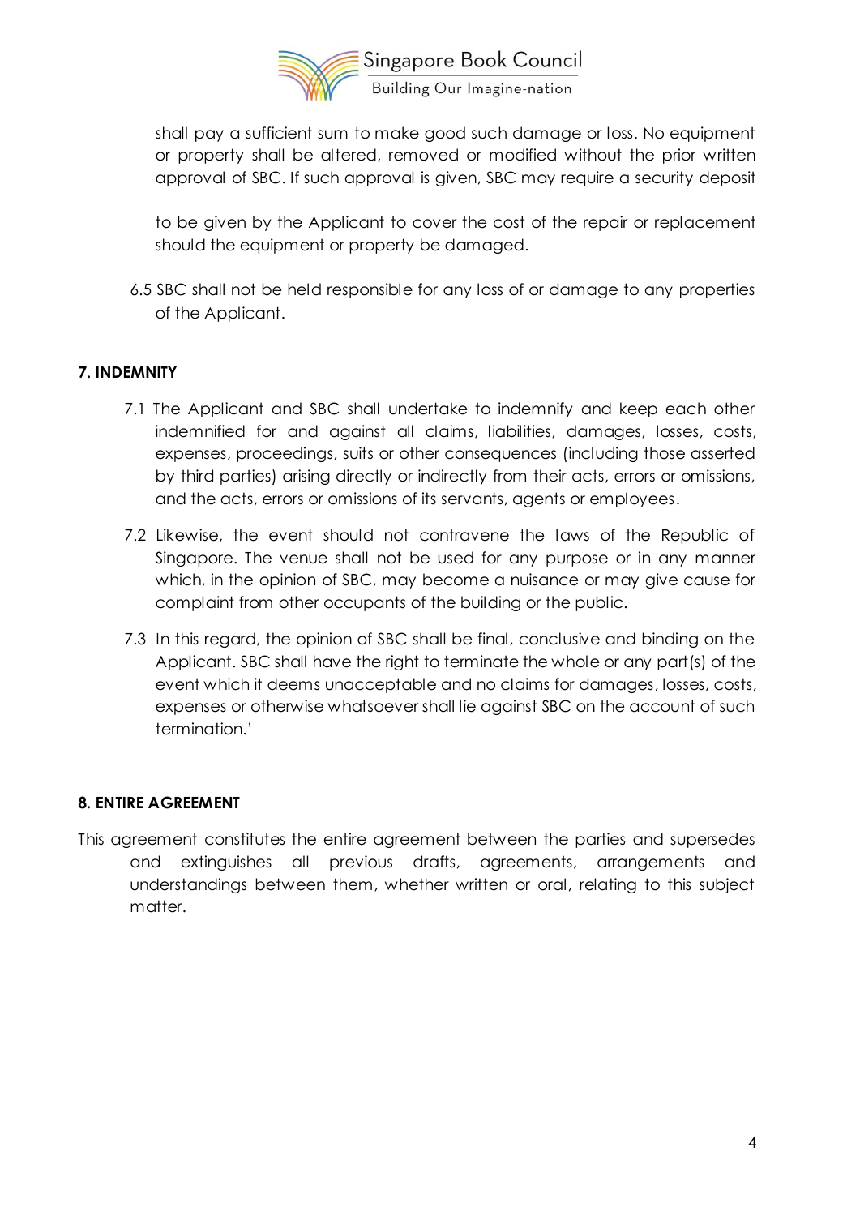shall pay a sufficient sum to make good such damage or loss. No equipment or property shall be altered, removed or modified without the prior written approval of SBC. If such approval is given, SBC may require a security deposit

to be given by the Applicant to cover the cost of the repair or replacement should the equipment or property be damaged.

6.5 SBC shall not be held responsible for any loss of or damage to any properties of the Applicant.

**7. INDEMNITY**

7.1 The Applicant and SBC shall undertake to indemnify and keep each other indemnified for and against all claims, liabilities, damages, losses, costs, expenses, proceedings, suits or other consequences (including those asserted by third parties) arising directly or indirectly from their acts, errors or omissions, and the acts, errors or omissions of its servants, agents or employees.

7.2 Likewise, the event should not contravene the laws of the Republic of Singapore. The venue shall not be used for any purpose or in any manner which, in the opinion of SBC, may become a nuisance or may give cause for complaint from other occupants of the building or the public.

7.3 In this regard, the opinion of SBC shall be final, conclusive and binding on the Applicant. SBC shall have the right to terminate the whole or any part(s) of the event which it deems unacceptable and no claims for damages, losses, costs, expenses or otherwise whatsoever shall lie against SBC on the account of such termination.'

**8. ENTIRE AGREEMENT**

This agreement constitutes the entire agreement between the parties and supersedes and extinguishes all previous drafts, agreements, arrangements and understandings between them, whether written or oral, relating to this subject matter.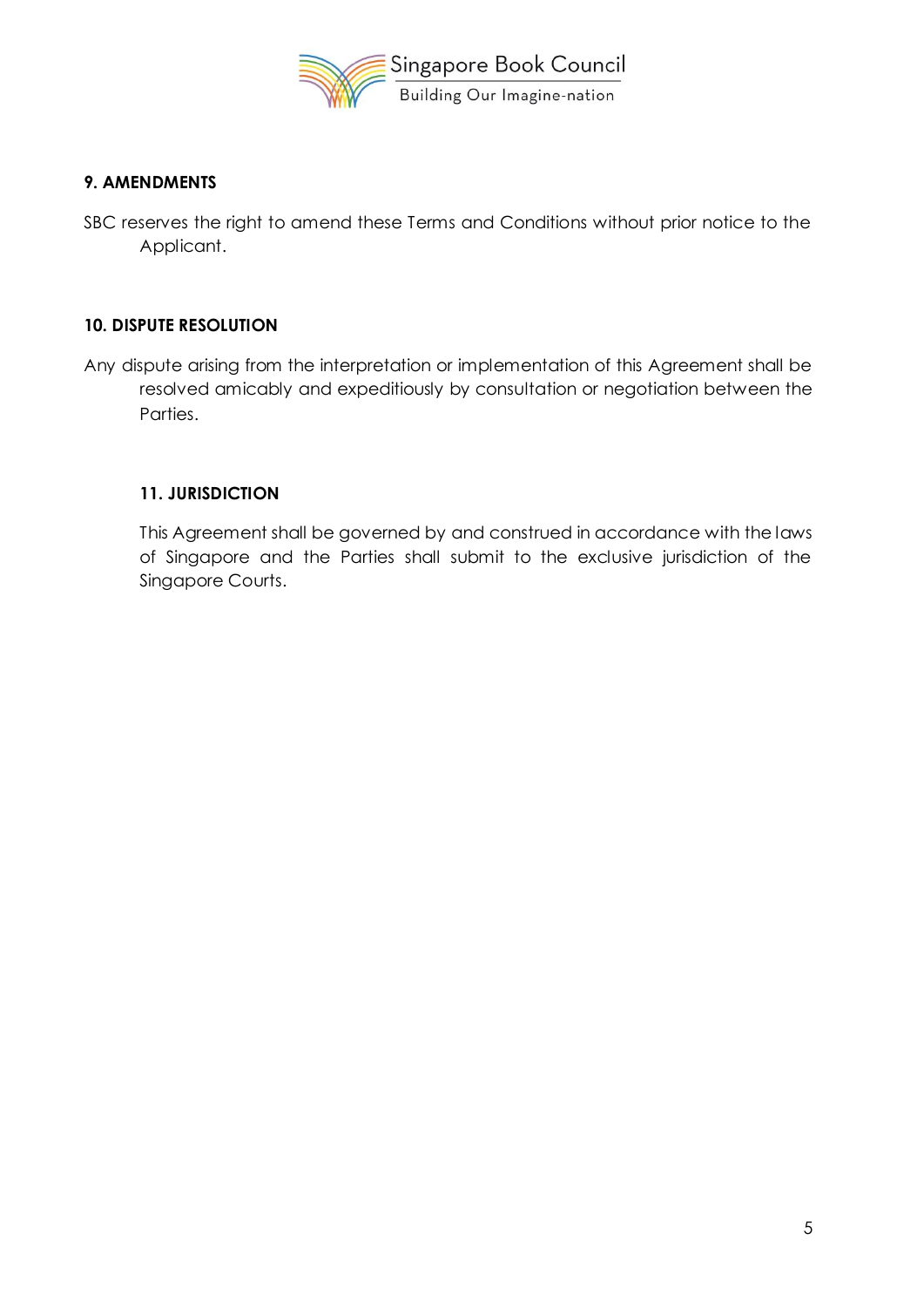**9. AMENDMENTS**

SBC reserves the right to amend these Terms and Conditions without prior notice to the Applicant.

**10. DISPUTE RESOLUTION**

Any dispute arising from the interpretation or implementation of this Agreement shall be resolved amicably and expeditiously by consultation or negotiation between the Parties.

**11. JURISDICTION**

This Agreement shall be governed by and construed in accordance with the laws of Singapore and the Parties shall submit to the exclusive jurisdiction of the Singapore Courts.